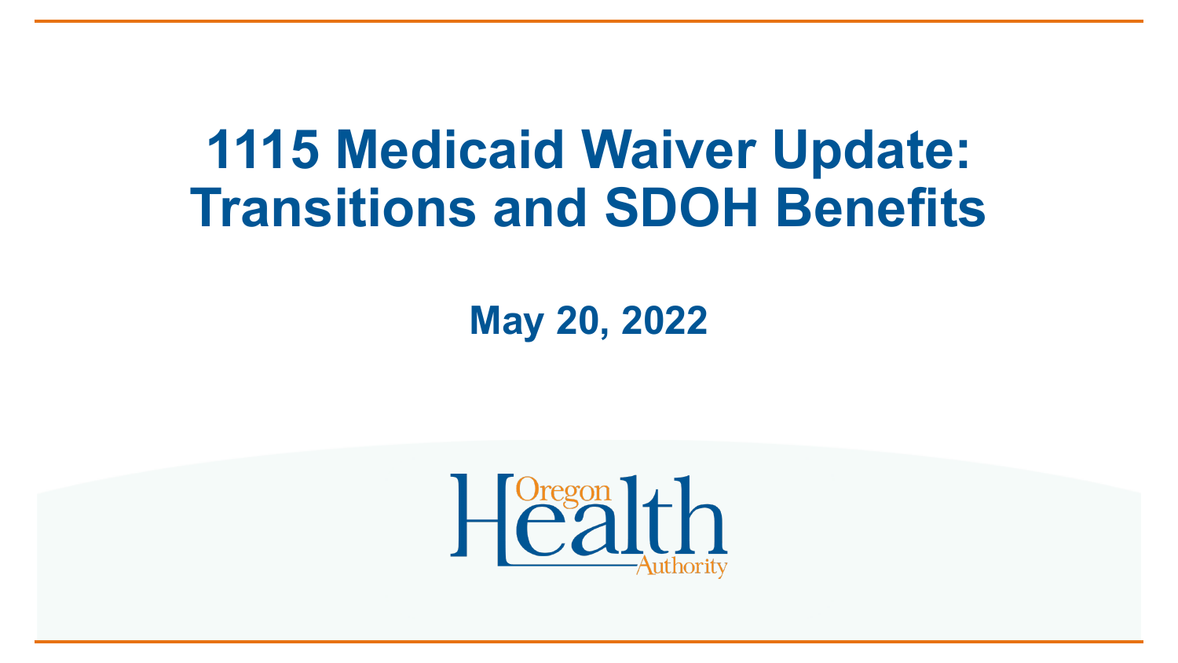# 1115 Medicaid Waiver Update: Transitions and SDOH Benefits

**May 20, 2022**

Oregon Health Authority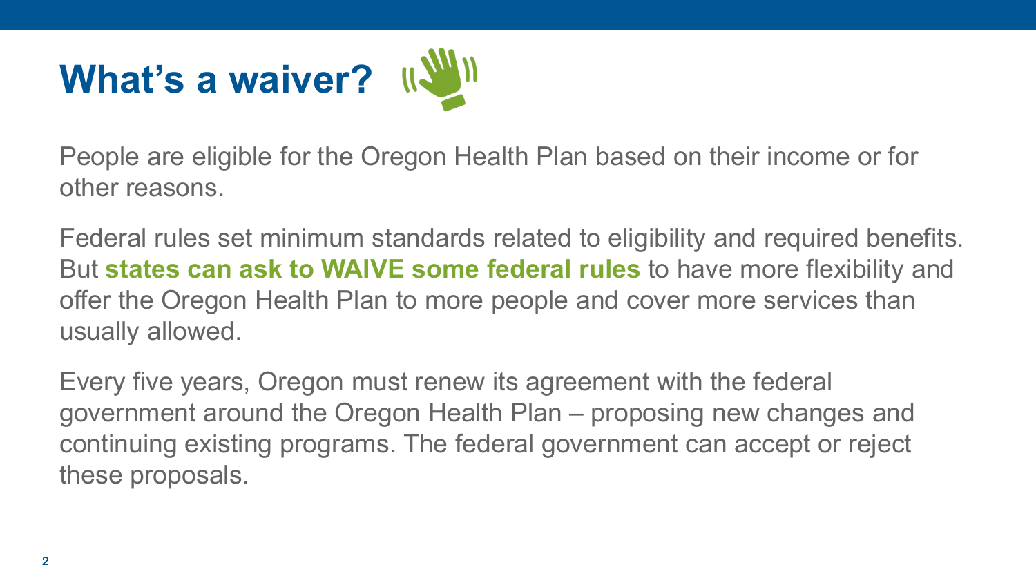# What's a waiver?

People are eligible for the Oregon Health Plan based on their income or for other reasons.

Federal rules set minimum standards related to eligibility and required benefits. But **states can ask to WAIVE some federal rules** to have more flexibility and offer the Oregon Health Plan to more people and cover more services than usually allowed.

Every five years, Oregon must renew its agreement with the federal government around the Oregon Health Plan – proposing new changes and continuing existing programs. The federal government can accept or reject these proposals.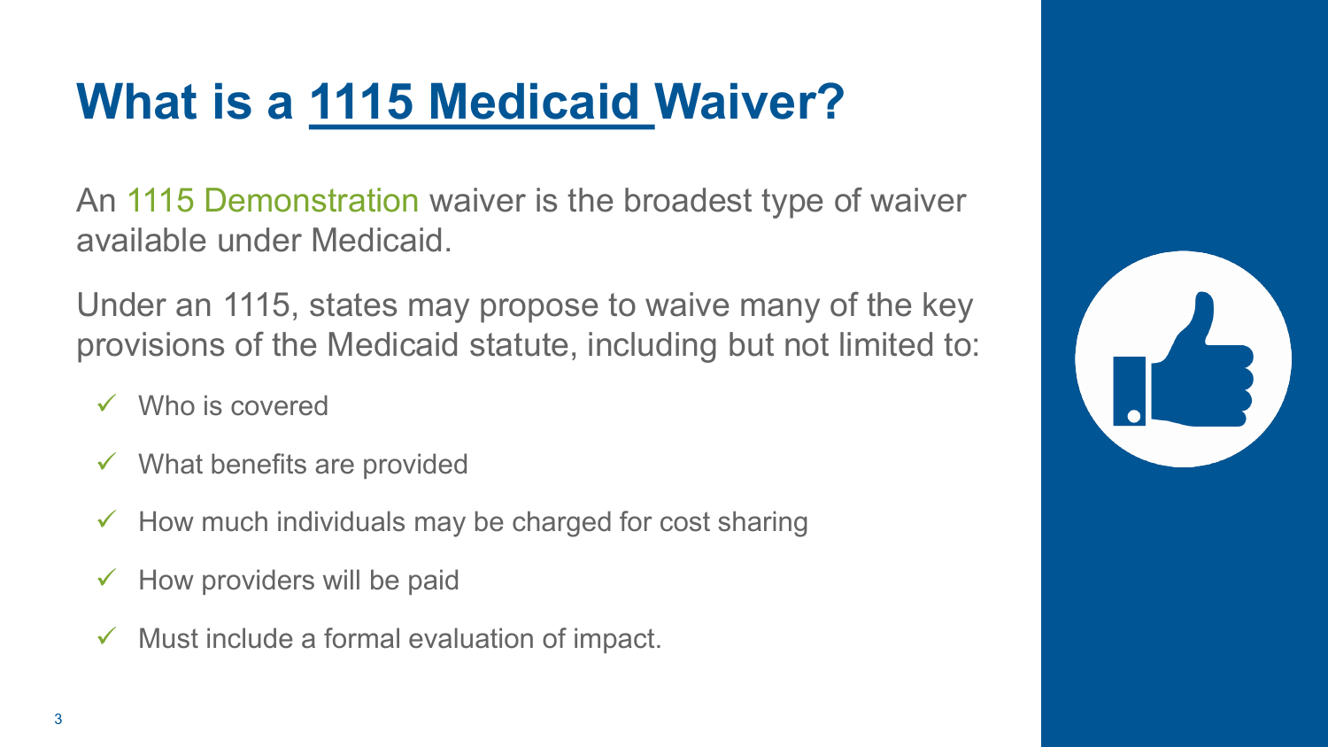# What is a 1115 Medicaid Waiver?

An 1115 Demonstration waiver is the broadest type of waiver available under Medicaid.

Under an 1115, states may propose to waive many of the key provisions of the Medicaid statute, including but not limited to:

- ✓ Who is covered
- ✓ What benefits are provided
- ✓ How much individuals may be charged for cost sharing
- ✓ How providers will be paid
- ✓ Must include a formal evaluation of impact.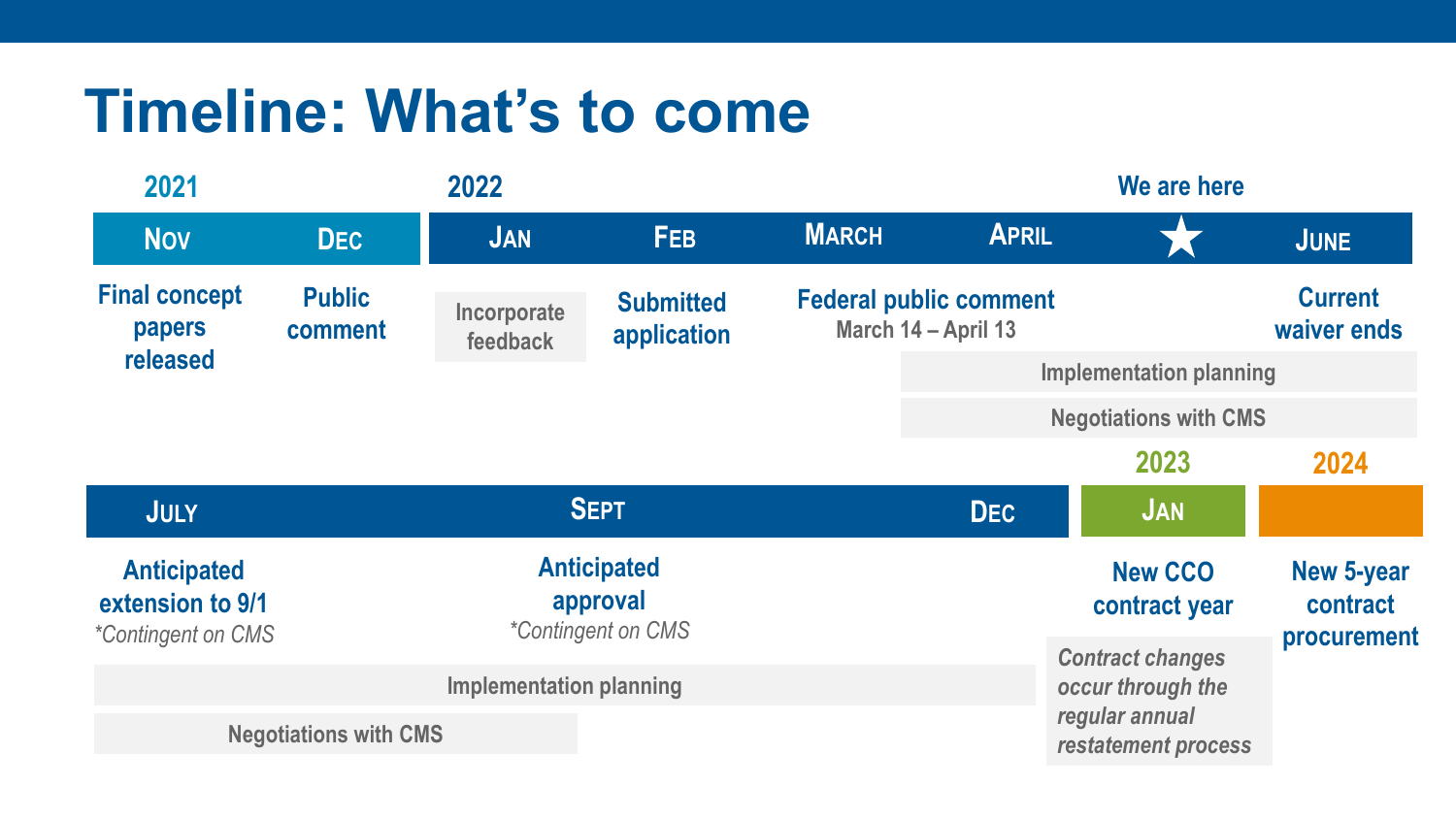# Timeline: What's to come

**2021**

- **Nov** — Final concept papers released
- **Dec** — Public comment

**2022**

- **Jan** — Incorporate feedback
- **Feb** — Submitted application
- **March** — Federal public comment (March 14 – April 13)
- **April**
- **We are here** ★
- **June** — Current waiver ends

Implementation planning

Negotiations with CMS

- **July** — Anticipated extension to 9/1 (*Contingent on CMS)
- **Sept** — Anticipated approval (*Contingent on CMS)
- **Dec**

Implementation planning

Negotiations with CMS

**2023**

- **Jan** — New CCO contract year

*Contract changes occur through the regular annual restatement process*

**2024**

- New 5-year contract procurement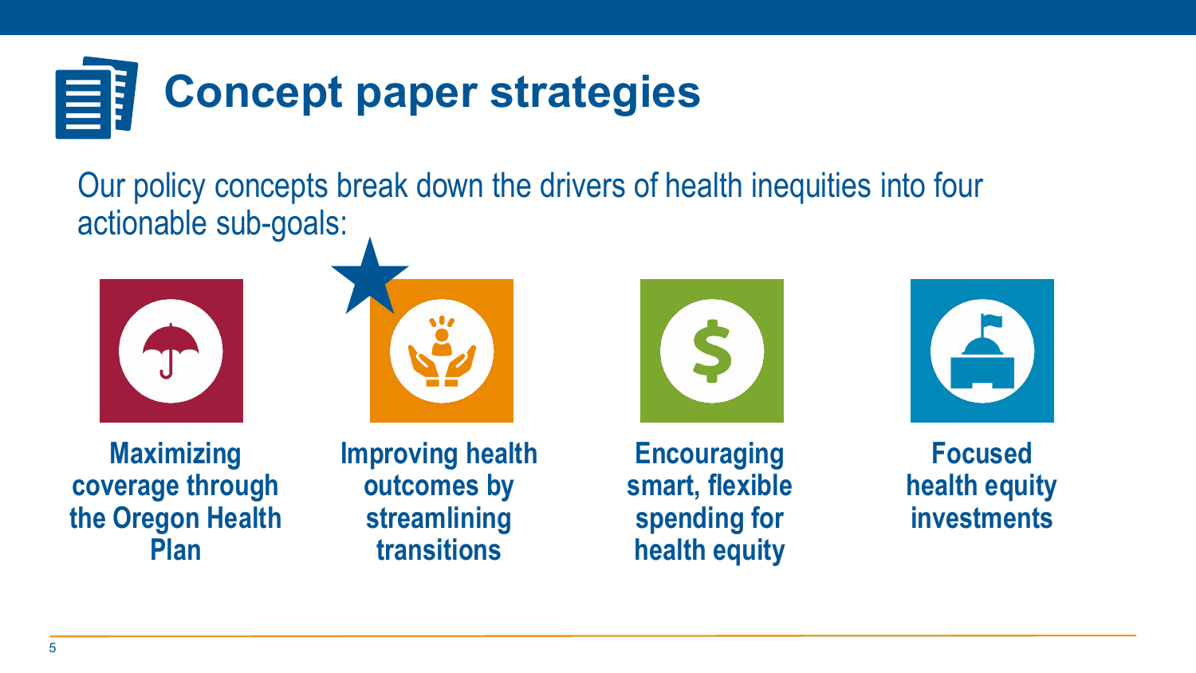# Concept paper strategies

Our policy concepts break down the drivers of health inequities into four actionable sub-goals:

- **Maximizing coverage through the Oregon Health Plan**
- **Improving health outcomes by streamlining transitions**
- **Encouraging smart, flexible spending for health equity**
- **Focused health equity investments**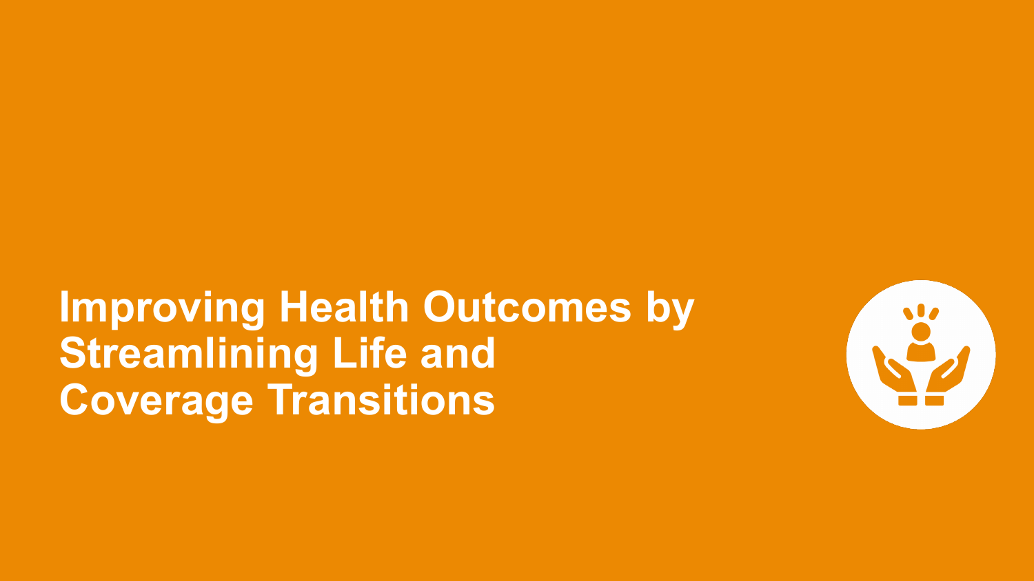# Improving Health Outcomes by Streamlining Life and Coverage Transitions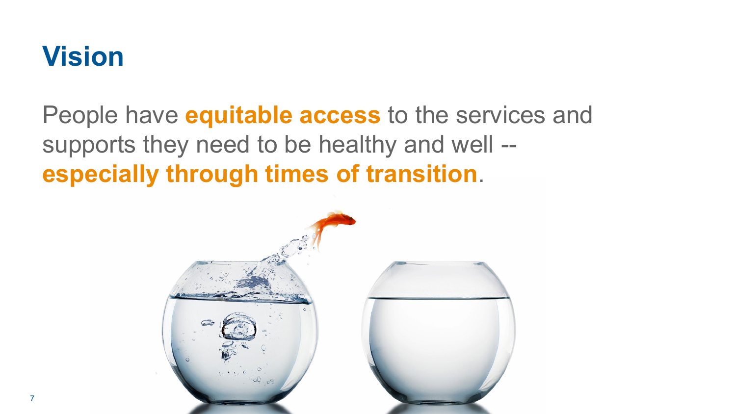# Vision

People have **equitable access** to the services and supports they need to be healthy and well -- **especially through times of transition**.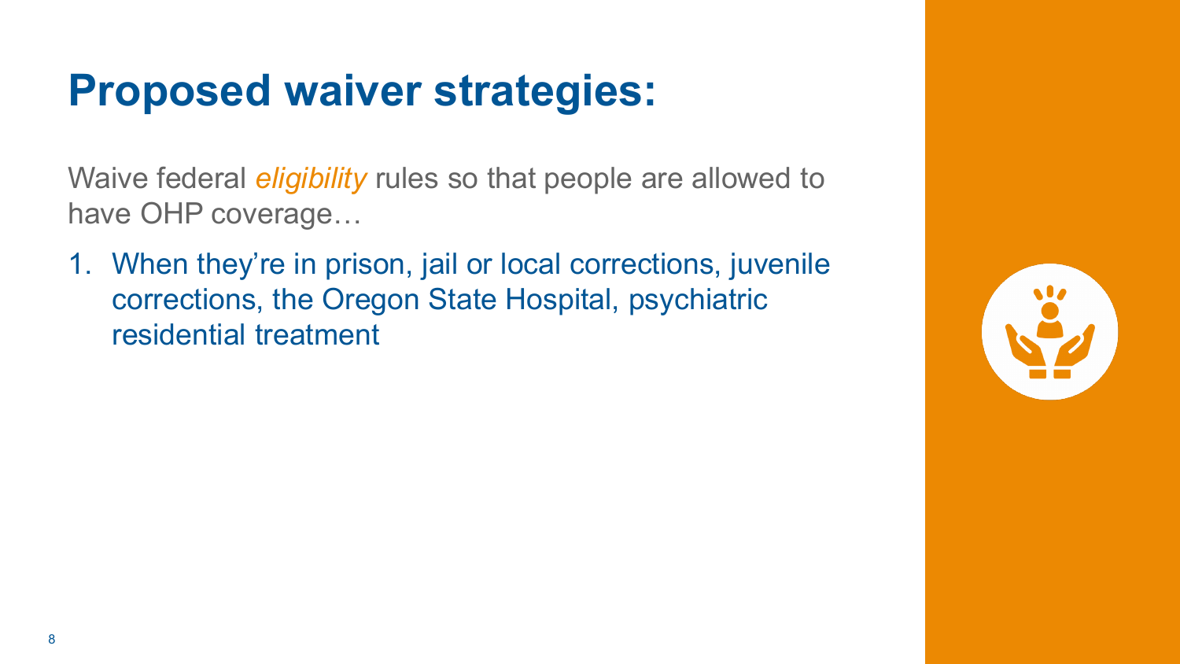# Proposed waiver strategies:

Waive federal *eligibility* rules so that people are allowed to have OHP coverage…

1. When they're in prison, jail or local corrections, juvenile corrections, the Oregon State Hospital, psychiatric residential treatment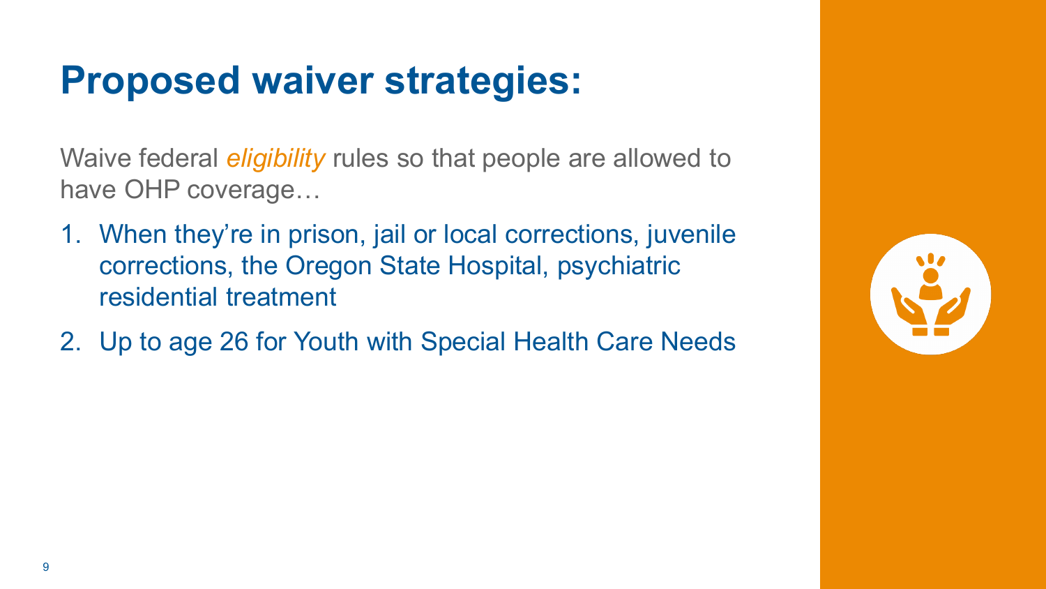# Proposed waiver strategies:

Waive federal *eligibility* rules so that people are allowed to have OHP coverage…

1. When they're in prison, jail or local corrections, juvenile corrections, the Oregon State Hospital, psychiatric residential treatment
2. Up to age 26 for Youth with Special Health Care Needs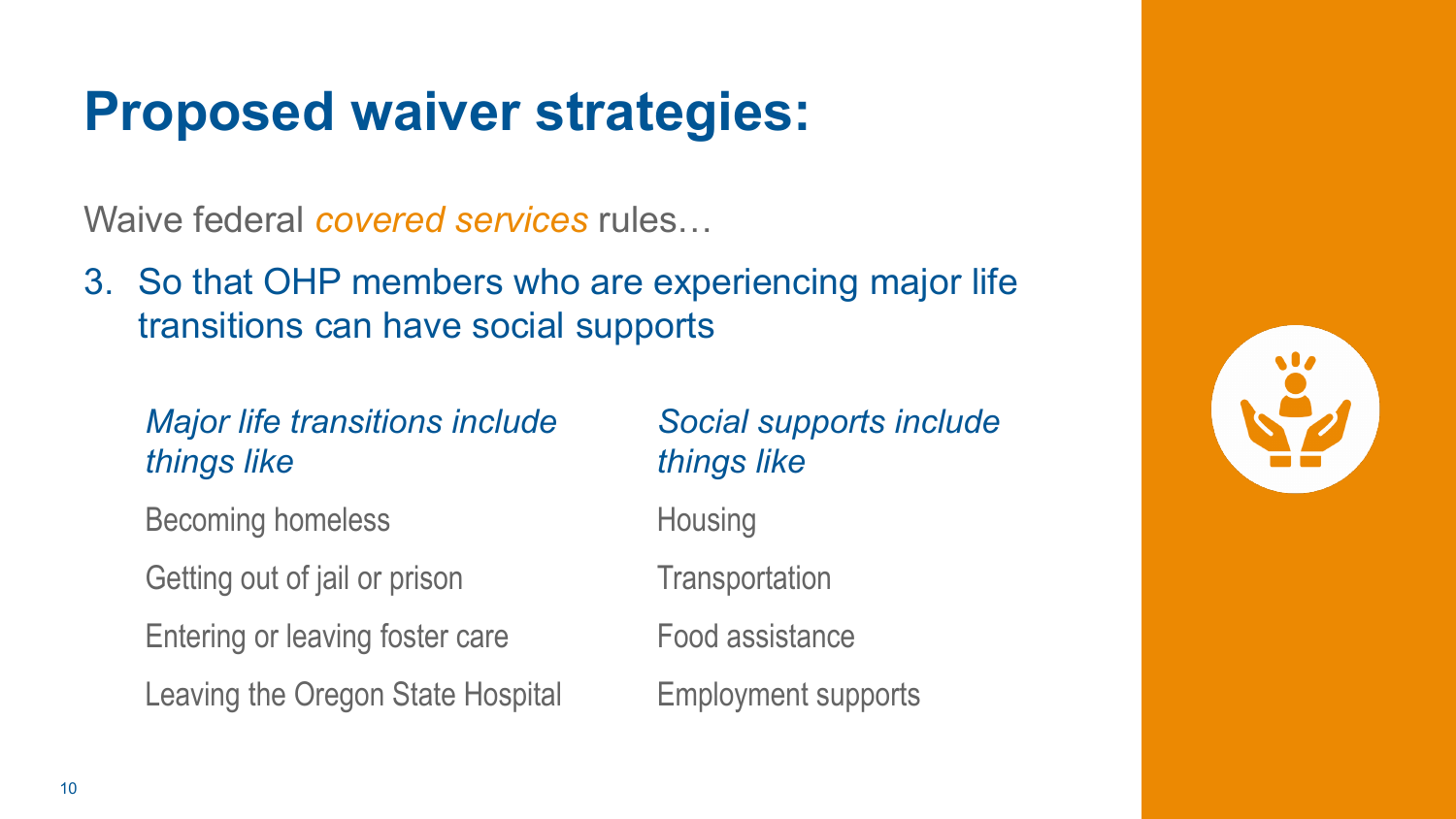# Proposed waiver strategies:

Waive federal *covered services* rules…

3. So that OHP members who are experiencing major life transitions can have social supports

*Major life transitions include things like*

- Becoming homeless
- Getting out of jail or prison
- Entering or leaving foster care
- Leaving the Oregon State Hospital

*Social supports include things like*

- Housing
- Transportation
- Food assistance
- Employment supports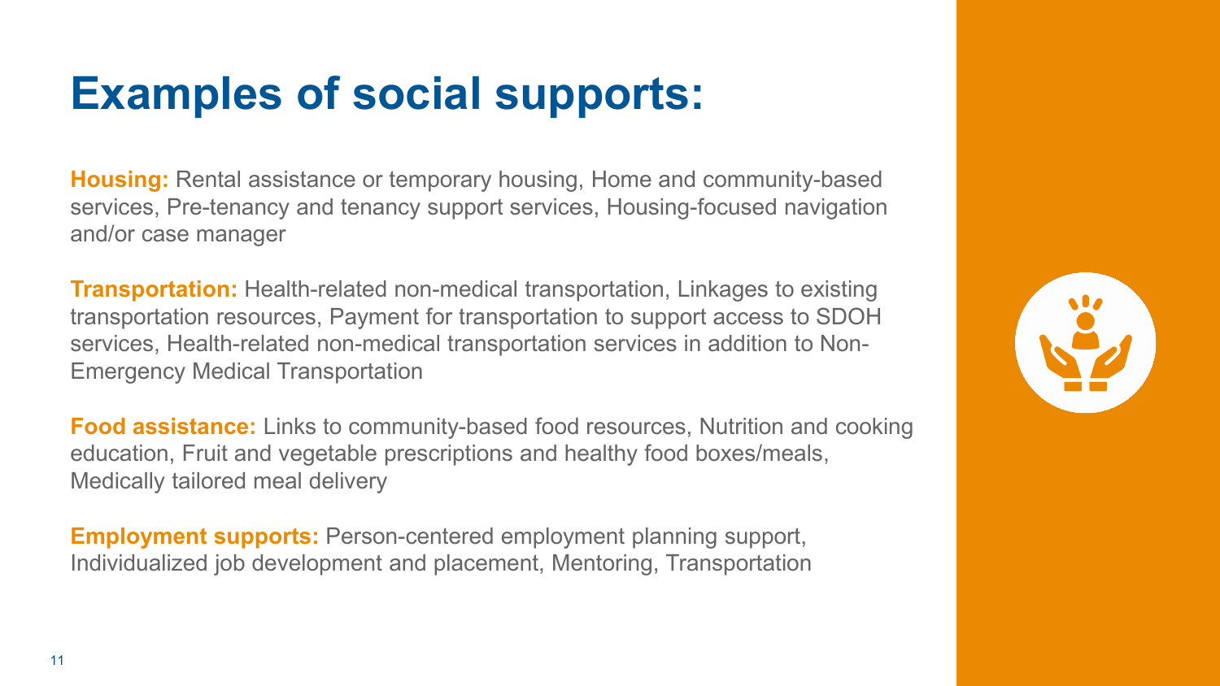# Examples of social supports:

**Housing:** Rental assistance or temporary housing, Home and community-based services, Pre-tenancy and tenancy support services, Housing-focused navigation and/or case manager

**Transportation:** Health-related non-medical transportation, Linkages to existing transportation resources, Payment for transportation to support access to SDOH services, Health-related non-medical transportation services in addition to Non-Emergency Medical Transportation

**Food assistance:** Links to community-based food resources, Nutrition and cooking education, Fruit and vegetable prescriptions and healthy food boxes/meals, Medically tailored meal delivery

**Employment supports:** Person-centered employment planning support, Individualized job development and placement, Mentoring, Transportation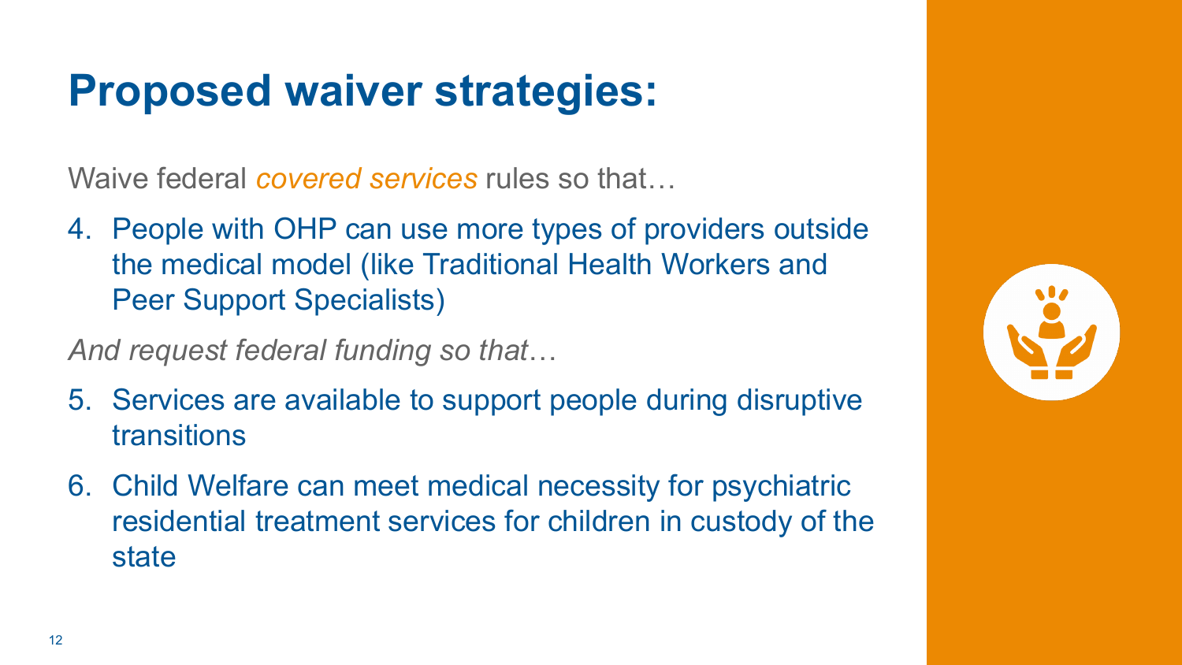# Proposed waiver strategies:

Waive federal *covered services* rules so that…

4. People with OHP can use more types of providers outside the medical model (like Traditional Health Workers and Peer Support Specialists)

*And request federal funding so that*…

5. Services are available to support people during disruptive transitions
6. Child Welfare can meet medical necessity for psychiatric residential treatment services for children in custody of the state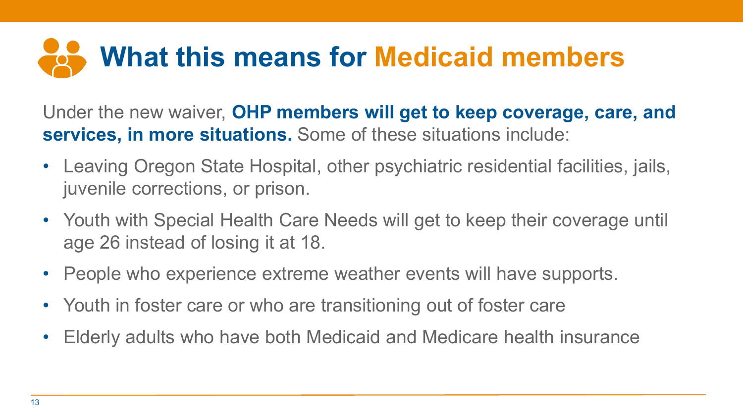# What this means for Medicaid members

Under the new waiver, **OHP members will get to keep coverage, care, and services, in more situations.** Some of these situations include:

- Leaving Oregon State Hospital, other psychiatric residential facilities, jails, juvenile corrections, or prison.
- Youth with Special Health Care Needs will get to keep their coverage until age 26 instead of losing it at 18.
- People who experience extreme weather events will have supports.
- Youth in foster care or who are transitioning out of foster care
- Elderly adults who have both Medicaid and Medicare health insurance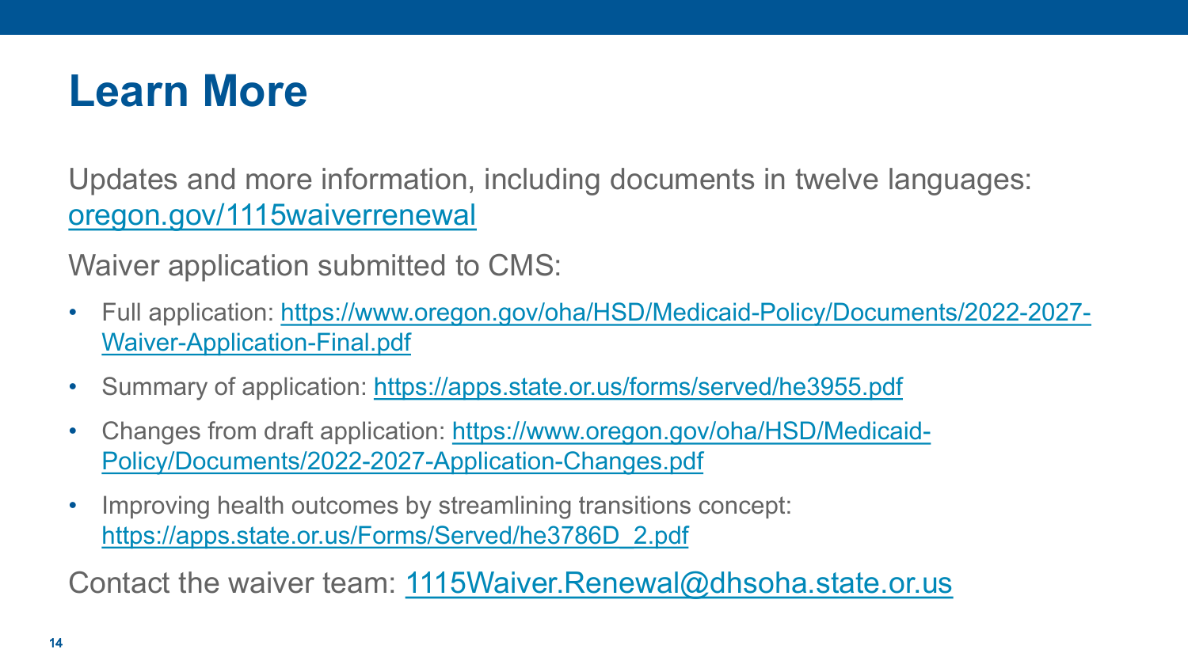# Learn More

Updates and more information, including documents in twelve languages: oregon.gov/1115waiverrenewal

Waiver application submitted to CMS:

- Full application: https://www.oregon.gov/oha/HSD/Medicaid-Policy/Documents/2022-2027-Waiver-Application-Final.pdf
- Summary of application: https://apps.state.or.us/forms/served/he3955.pdf
- Changes from draft application: https://www.oregon.gov/oha/HSD/Medicaid-Policy/Documents/2022-2027-Application-Changes.pdf
- Improving health outcomes by streamlining transitions concept: https://apps.state.or.us/Forms/Served/he3786D_2.pdf

Contact the waiver team: 1115Waiver.Renewal@dhsoha.state.or.us